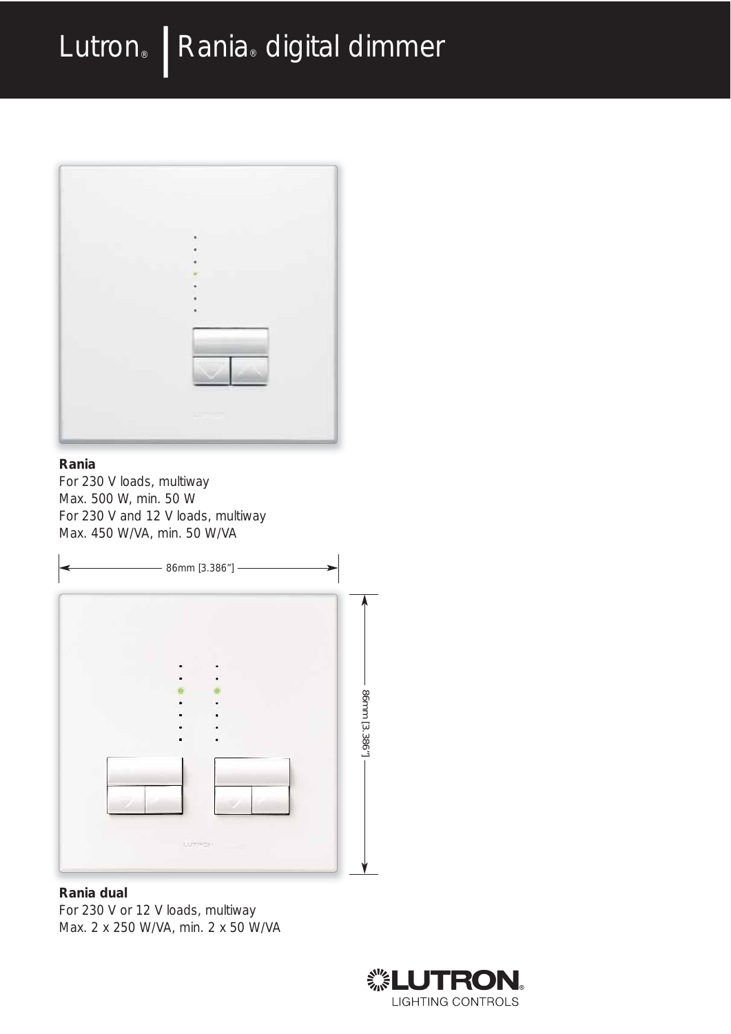# Lutron® | Rania® digital dimmer

**Rania**
For 230 V loads, multiway
Max. 500 W, min. 50 W
For 230 V and 12 V loads, multiway
Max. 450 W/VA, min. 50 W/VA

86mm [3.386"]

86mm [3.386"]

**Rania dual**
For 230 V or 12 V loads, multiway
Max. 2 x 250 W/VA, min. 2 x 50 W/VA

LUTRON®
LIGHTING CONTROLS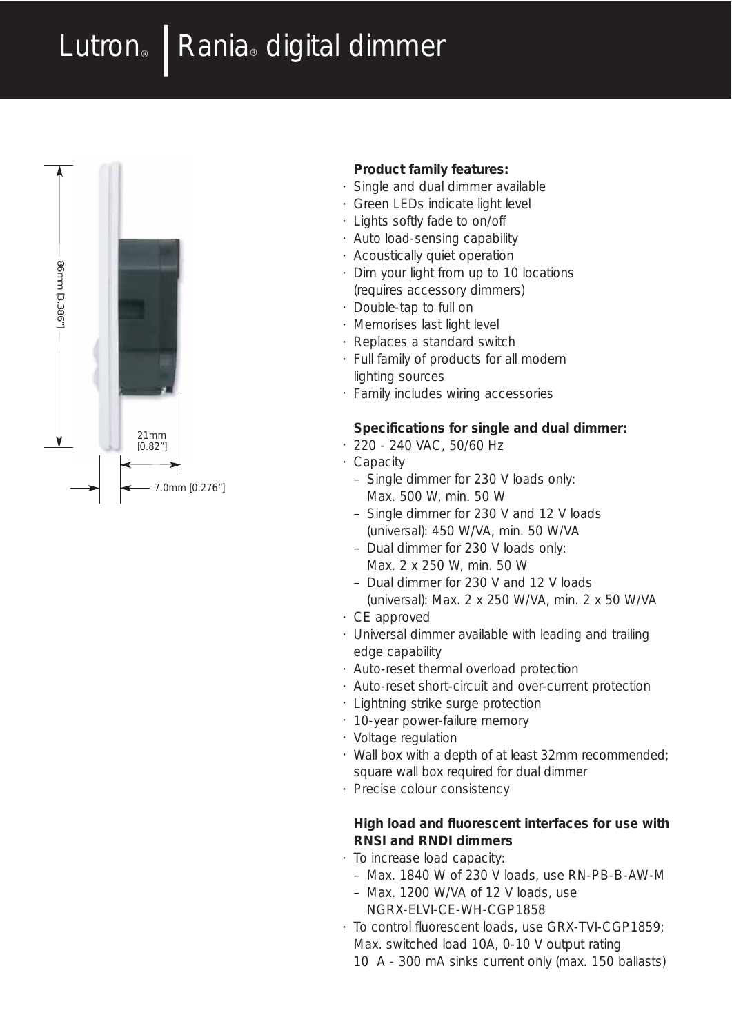# Lutron® | Rania® digital dimmer

86mm [3.386″]

21mm [0.82″]

7.0mm [0.276″]

**Product family features:**

- Single and dual dimmer available
- Green LEDs indicate light level
- Lights softly fade to on/off
- Auto load-sensing capability
- Acoustically quiet operation
- Dim your light from up to 10 locations (requires accessory dimmers)
- Double-tap to full on
- Memorises last light level
- Replaces a standard switch
- Full family of products for all modern lighting sources
- Family includes wiring accessories

**Specifications for single and dual dimmer:**

- 220 - 240 VAC, 50/60 Hz
- Capacity
  - Single dimmer for 230 V loads only: Max. 500 W, min. 50 W
  - Single dimmer for 230 V and 12 V loads (universal): 450 W/VA, min. 50 W/VA
  - Dual dimmer for 230 V loads only: Max. 2 x 250 W, min. 50 W
  - Dual dimmer for 230 V and 12 V loads (universal): Max. 2 x 250 W/VA, min. 2 x 50 W/VA
- CE approved
- Universal dimmer available with leading and trailing edge capability
- Auto-reset thermal overload protection
- Auto-reset short-circuit and over-current protection
- Lightning strike surge protection
- 10-year power-failure memory
- Voltage regulation
- Wall box with a depth of at least 32mm recommended; square wall box required for dual dimmer
- Precise colour consistency

**High load and fluorescent interfaces for use with RNSI and RNDI dimmers**

- To increase load capacity:
  - Max. 1840 W of 230 V loads, use RN-PB-B-AW-M
  - Max. 1200 W/VA of 12 V loads, use NGRX-ELVI-CE-WH-CGP1858
- To control fluorescent loads, use GRX-TVI-CGP1859; Max. switched load 10A, 0-10 V output rating 10 A - 300 mA sinks current only (max. 150 ballasts)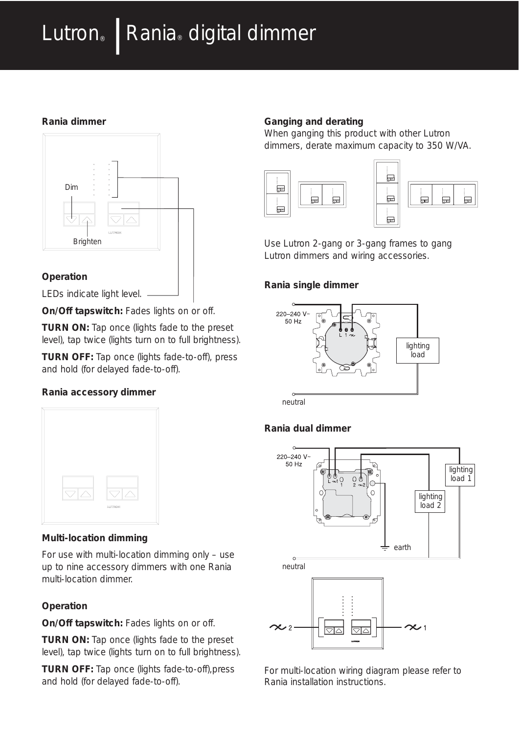# Lutron® | Rania® digital dimmer

### Rania dimmer

Dim

Brighten

### Operation

LEDs indicate light level.

**On/Off tapswitch:** Fades lights on or off.

**TURN ON:** Tap once (lights fade to the preset level), tap twice (lights turn on to full brightness).

**TURN OFF:** Tap once (lights fade-to-off), press and hold (for delayed fade-to-off).

### Rania accessory dimmer

### Multi-location dimming

For use with multi-location dimming only – use up to nine accessory dimmers with one Rania multi-location dimmer.

### Operation

**On/Off tapswitch:** Fades lights on or off.

**TURN ON:** Tap once (lights fade to the preset level), tap twice (lights turn on to full brightness).

**TURN OFF:** Tap once (lights fade-to-off),press and hold (for delayed fade-to-off).

### Ganging and derating

When ganging this product with other Lutron dimmers, derate maximum capacity to 350 W/VA.

Use Lutron 2-gang or 3-gang frames to gang Lutron dimmers and wiring accessories.

### Rania single dimmer

220–240 V~
50 Hz

L 1 ~

lighting load

neutral

### Rania dual dimmer

220–240 V~
50 Hz

L ~1 1 2 ~2

lighting load 1

lighting load 2

earth

neutral

~2 ~1

For multi-location wiring diagram please refer to Rania installation instructions.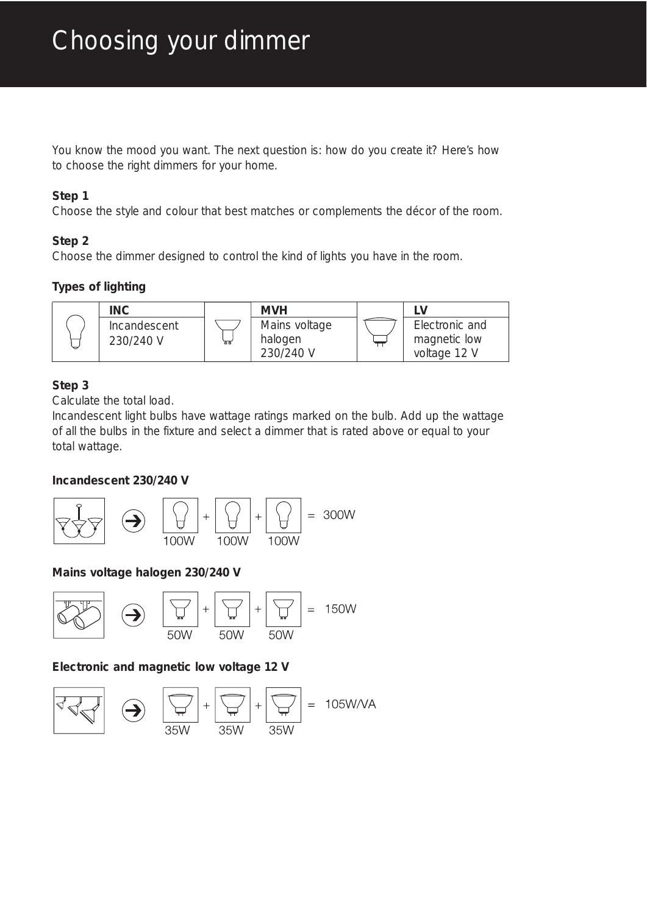# Choosing your dimmer

You know the mood you want. The next question is: how do you create it? Here's how to choose the right dimmers for your home.

**Step 1**
Choose the style and colour that best matches or complements the décor of the room.

**Step 2**
Choose the dimmer designed to control the kind of lights you have in the room.

**Types of lighting**

| | INC | | MVH | | LV |
|---|---|---|---|---|---|
| | Incandescent 230/240 V | | Mains voltage halogen 230/240 V | | Electronic and magnetic low voltage 12 V |

**Step 3**
Calculate the total load.
Incandescent light bulbs have wattage ratings marked on the bulb. Add up the wattage of all the bulbs in the fixture and select a dimmer that is rated above or equal to your total wattage.

**Incandescent 230/240 V**

100W + 100W + 100W = 300W

**Mains voltage halogen 230/240 V**

50W + 50W + 50W = 150W

**Electronic and magnetic low voltage 12 V**

35W + 35W + 35W = 105W/VA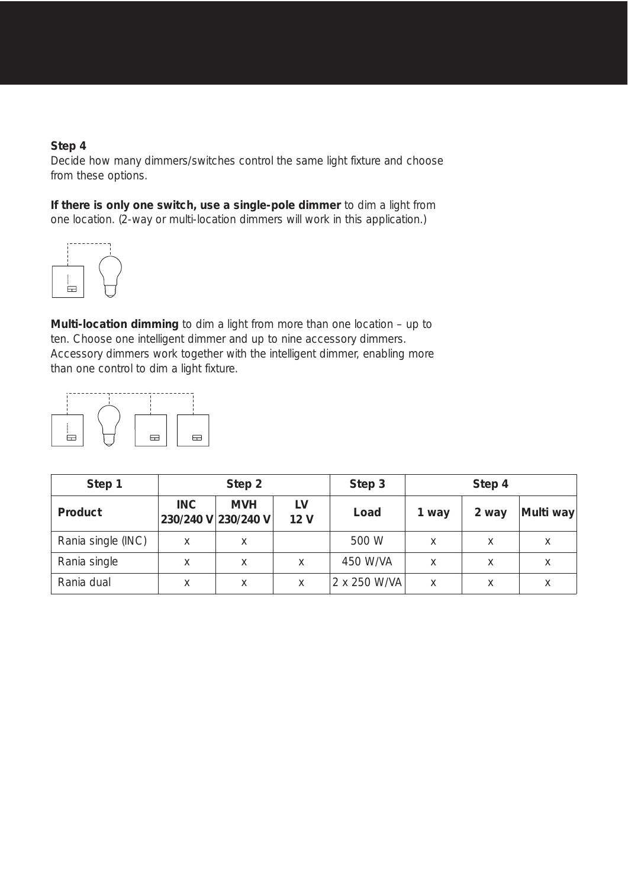**Step 4**

Decide how many dimmers/switches control the same light fixture and choose from these options.

**If there is only one switch, use a single-pole dimmer** to dim a light from one location. (2-way or multi-location dimmers will work in this application.)

**Multi-location dimming** to dim a light from more than one location – up to ten. Choose one intelligent dimmer and up to nine accessory dimmers. Accessory dimmers work together with the intelligent dimmer, enabling more than one control to dim a light fixture.

| Step 1 | Step 2 | | | Step 3 | Step 4 | | |
|---|---|---|---|---|---|---|---|
| **Product** | **INC 230/240 V** | **MVH 230/240 V** | **LV 12 V** | **Load** | **1 way** | **2 way** | **Multi way** |
| Rania single (INC) | x | x | | 500 W | x | x | x |
| Rania single | x | x | x | 450 W/VA | x | x | x |
| Rania dual | x | x | x | 2 x 250 W/VA | x | x | x |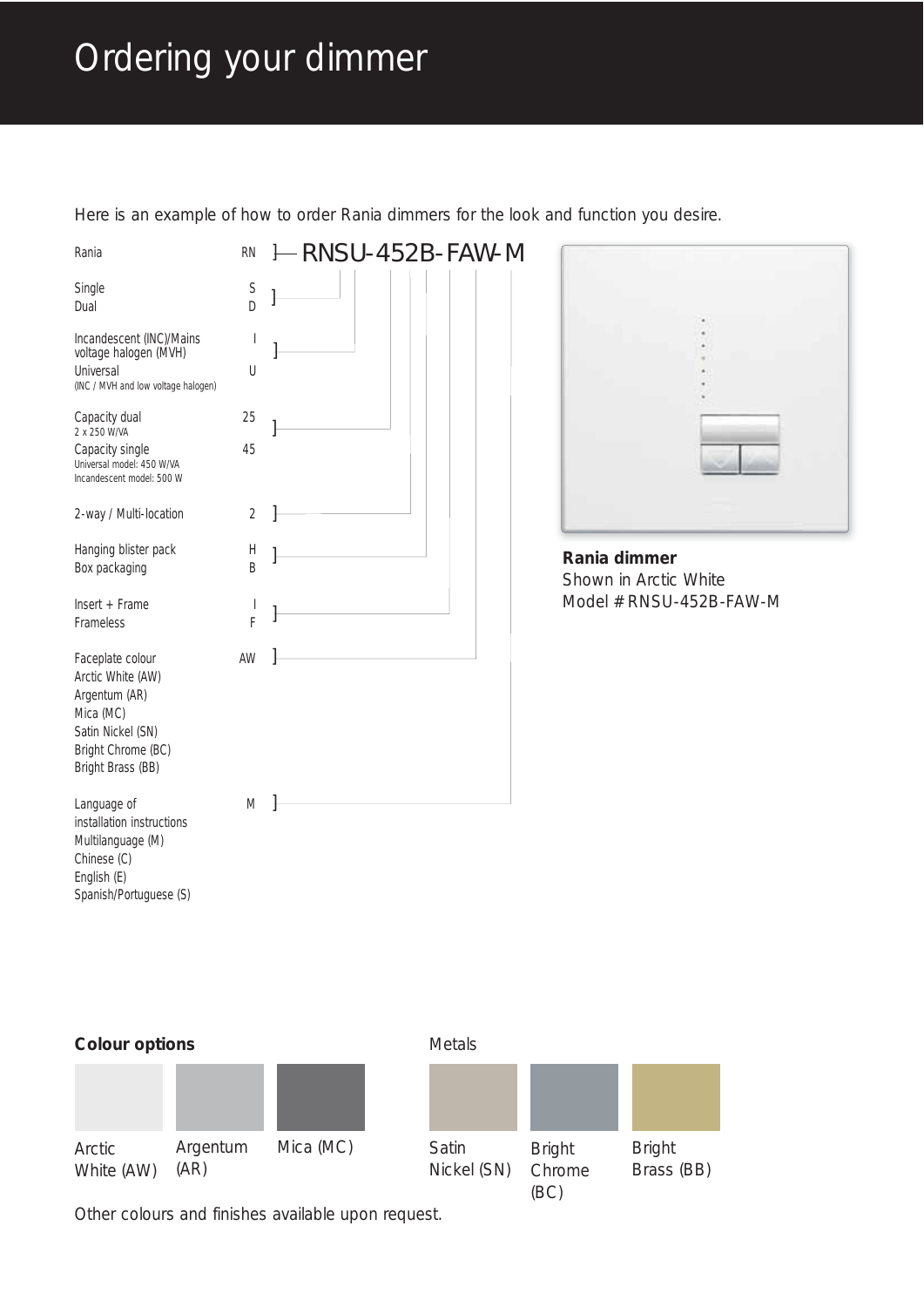# Ordering your dimmer

Here is an example of how to order Rania dimmers for the look and function you desire.

**RNSU-452B-FAW-M**

| Option | Code |
|---|---|
| Rania | RN |
| Single | S |
| Dual | D |
| Incandescent (INC)/Mains voltage halogen (MVH) | I |
| Universal (INC / MVH and low voltage halogen) | U |
| Capacity dual 2 x 250 W/VA | 25 |
| Capacity single Universal model: 450 W/VA Incandescent model: 500 W | 45 |
| 2-way / Multi-location | 2 |
| Hanging blister pack | H |
| Box packaging | B |
| Insert + Frame | I |
| Frameless | F |
| Faceplate colour Arctic White (AW) Argentum (AR) Mica (MC) Satin Nickel (SN) Bright Chrome (BC) Bright Brass (BB) | AW |
| Language of installation instructions Multilanguage (M) Chinese (C) English (E) Spanish/Portuguese (S) | M |

**Rania dimmer**
Shown in Arctic White
Model # RNSU-452B-FAW-M

**Colour options**

Arctic White (AW)
Argentum (AR)
Mica (MC)

Metals

Satin Nickel (SN)
Bright Chrome (BC)
Bright Brass (BB)

Other colours and finishes available upon request.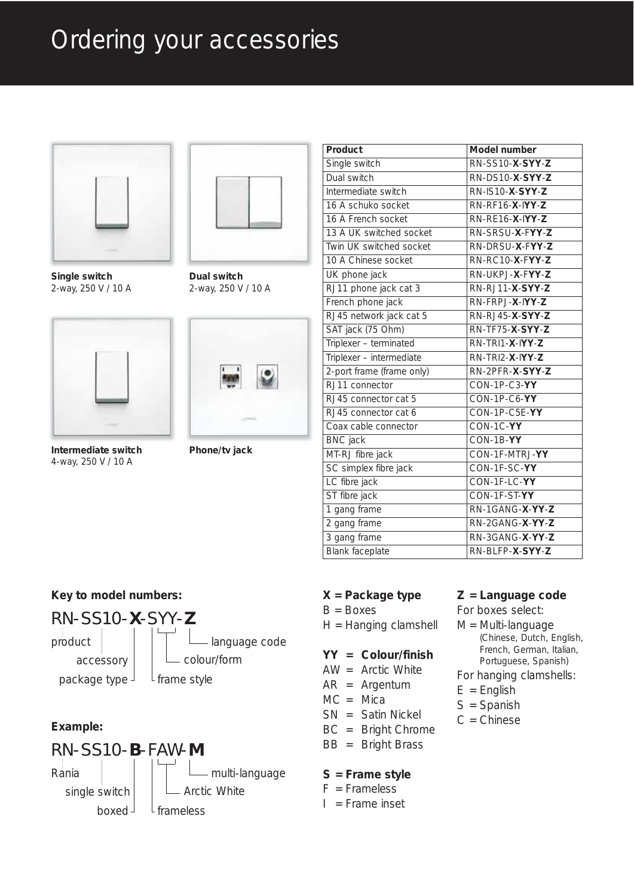# Ordering your accessories

**Single switch**
2-way, 250 V / 10 A

**Dual switch**
2-way, 250 V / 10 A

**Intermediate switch**
4-way, 250 V / 10 A

**Phone/tv jack**

| Product | Model number |
|---|---|
| Single switch | RN-SS10-**X**-**SYY**-**Z** |
| Dual switch | RN-DS10-**X**-**SYY**-**Z** |
| Intermediate switch | RN-IS10-**X**-**SYY**-**Z** |
| 16 A schuko socket | RN-RF16-**X**-I**YY**-**Z** |
| 16 A French socket | RN-RE16-**X**-I**YY**-**Z** |
| 13 A UK switched socket | RN-SRSU-**X**-F**YY**-**Z** |
| Twin UK switched socket | RN-DRSU-**X**-F**YY**-**Z** |
| 10 A Chinese socket | RN-RC10-**X**-F**YY**-**Z** |
| UK phone jack | RN-UKPJ-**X**-F**YY**-**Z** |
| RJ11 phone jack cat 3 | RN-RJ11-**X**-**SYY**-**Z** |
| French phone jack | RN-FRPJ-**X**-I**YY**-**Z** |
| RJ45 network jack cat 5 | RN-RJ45-**X**-**SYY**-**Z** |
| SAT jack (75 Ohm) | RN-TF75-**X**-**SYY**-**Z** |
| Triplexer – terminated | RN-TRI1-**X**-I**YY**-**Z** |
| Triplexer – intermediate | RN-TRI2-**X**-I**YY**-**Z** |
| 2-port frame (frame only) | RN-2PFR-**X**-**SYY**-**Z** |
| RJ11 connector | CON-1P-C3-**YY** |
| RJ45 connector cat 5 | CON-1P-C6-**YY** |
| RJ45 connector cat 6 | CON-1P-C5E-**YY** |
| Coax cable connector | CON-1C-**YY** |
| BNC jack | CON-1B-**YY** |
| MT-RJ fibre jack | CON-1F-MTRJ-**YY** |
| SC simplex fibre jack | CON-1F-SC-**YY** |
| LC fibre jack | CON-1F-LC-**YY** |
| ST fibre jack | CON-1F-ST-**YY** |
| 1 gang frame | RN-1GANG-**X**-**YY**-**Z** |
| 2 gang frame | RN-2GANG-**X**-**YY**-**Z** |
| 3 gang frame | RN-3GANG-**X**-**YY**-**Z** |
| Blank faceplate | RN-BLFP-**X**-**SYY**-**Z** |

**Key to model numbers:**

RN-SS10-**X**-SYY-**Z**

- RN: product
- SS10: accessory
- X: package type
- S: frame style
- YY: colour/form
- Z: language code

**Example:**

RN-SS10-**B**-FAW-**M**

- RN: Rania
- SS10: single switch
- B: boxed
- F: frameless
- AW: Arctic White
- M: multi-language

**X = Package type**
B = Boxes
H = Hanging clamshell

**YY = Colour/finish**
AW = Arctic White
AR = Argentum
MC = Mica
SN = Satin Nickel
BC = Bright Chrome
BB = Bright Brass

**S = Frame style**
F = Frameless
I = Frame inset

**Z = Language code**
For boxes select:
M = Multi-language (Chinese, Dutch, English, French, German, Italian, Portuguese, Spanish)
For hanging clamshells:
E = English
S = Spanish
C = Chinese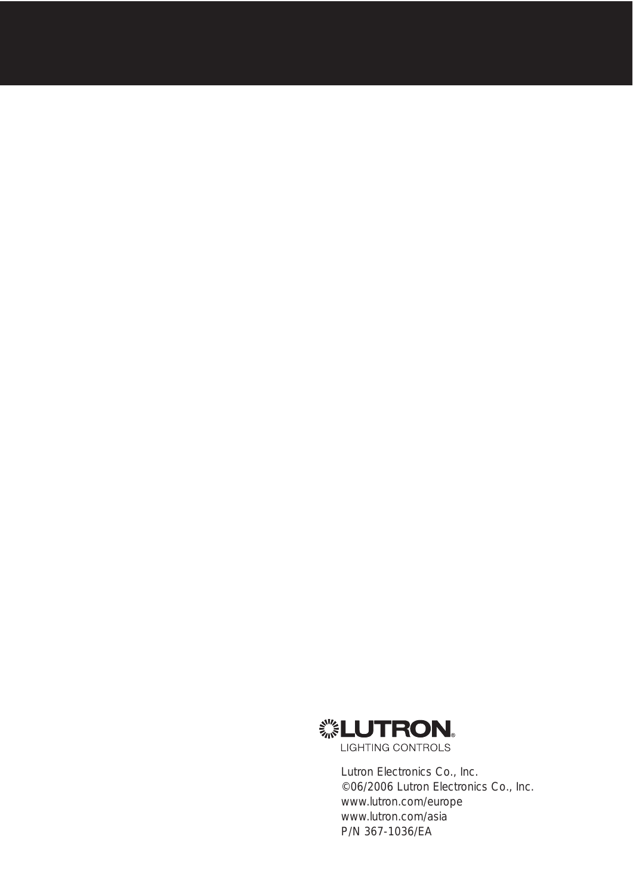LUTRON®

LIGHTING CONTROLS

Lutron Electronics Co., Inc.
©06/2006 Lutron Electronics Co., Inc.
www.lutron.com/europe
www.lutron.com/asia
P/N 367-1036/EA